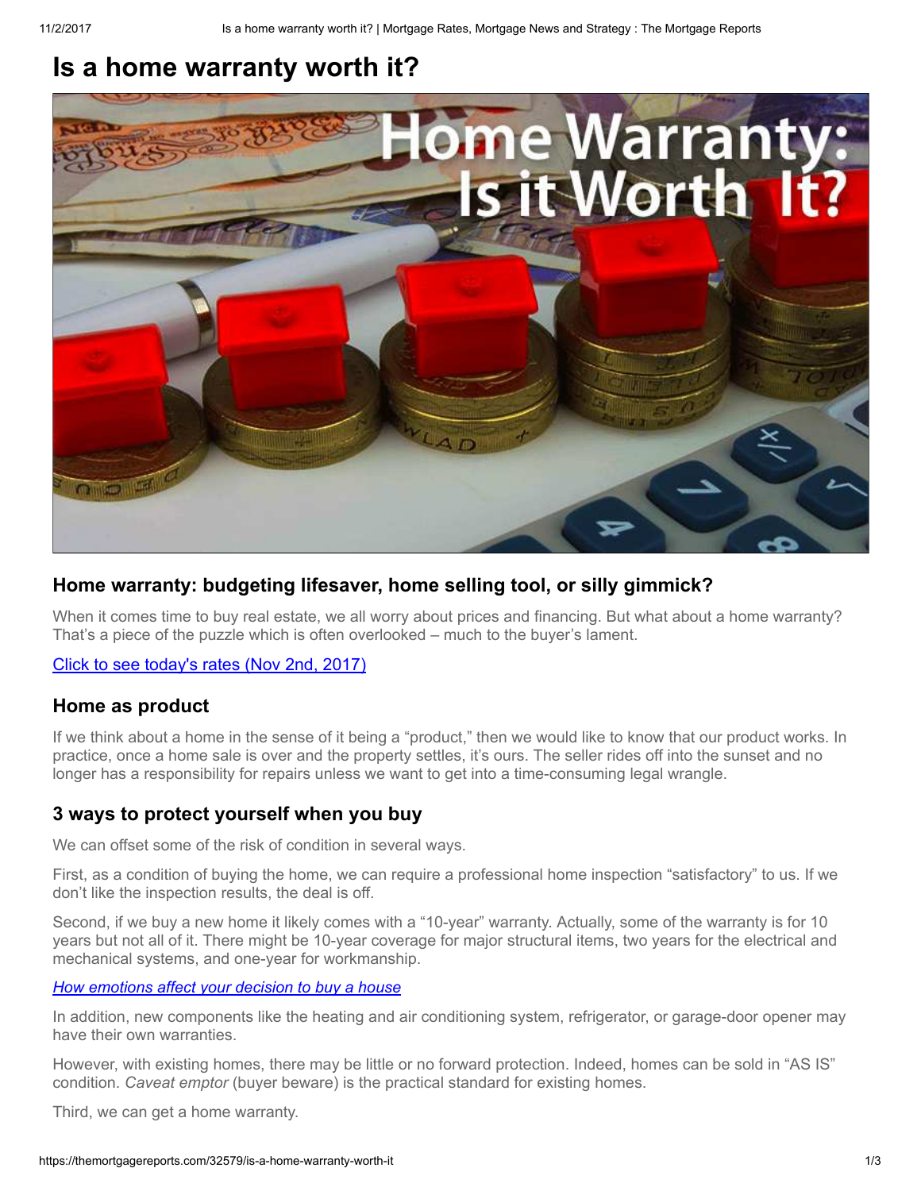# Is a home warranty worth it?

## Home warranty: budgeting lifesaver, home selling tool, or silly gimmick?

When it comes time to buy real estate, we all worry about prices and financing. But what about a home warranty? That's a piece of the puzzle which is often overlooked – much to the buyer's lament.

[Click to see today's rates (Nov 2nd, 2017)]

## Home as product

If we think about a home in the sense of it being a "product," then we would like to know that our product works. In practice, once a home sale is over and the property settles, it's ours. The seller rides off into the sunset and no longer has a responsibility for repairs unless we want to get into a time-consuming legal wrangle.

## 3 ways to protect yourself when you buy

We can offset some of the risk of condition in several ways.

First, as a condition of buying the home, we can require a professional home inspection "satisfactory" to us. If we don't like the inspection results, the deal is off.

Second, if we buy a new home it likely comes with a "10-year" warranty. Actually, some of the warranty is for 10 years but not all of it. There might be 10-year coverage for major structural items, two years for the electrical and mechanical systems, and one-year for workmanship.

*How emotions affect your decision to buy a house*

In addition, new components like the heating and air conditioning system, refrigerator, or garage-door opener may have their own warranties.

However, with existing homes, there may be little or no forward protection. Indeed, homes can be sold in "AS IS" condition. *Caveat emptor* (buyer beware) is the practical standard for existing homes.

Third, we can get a home warranty.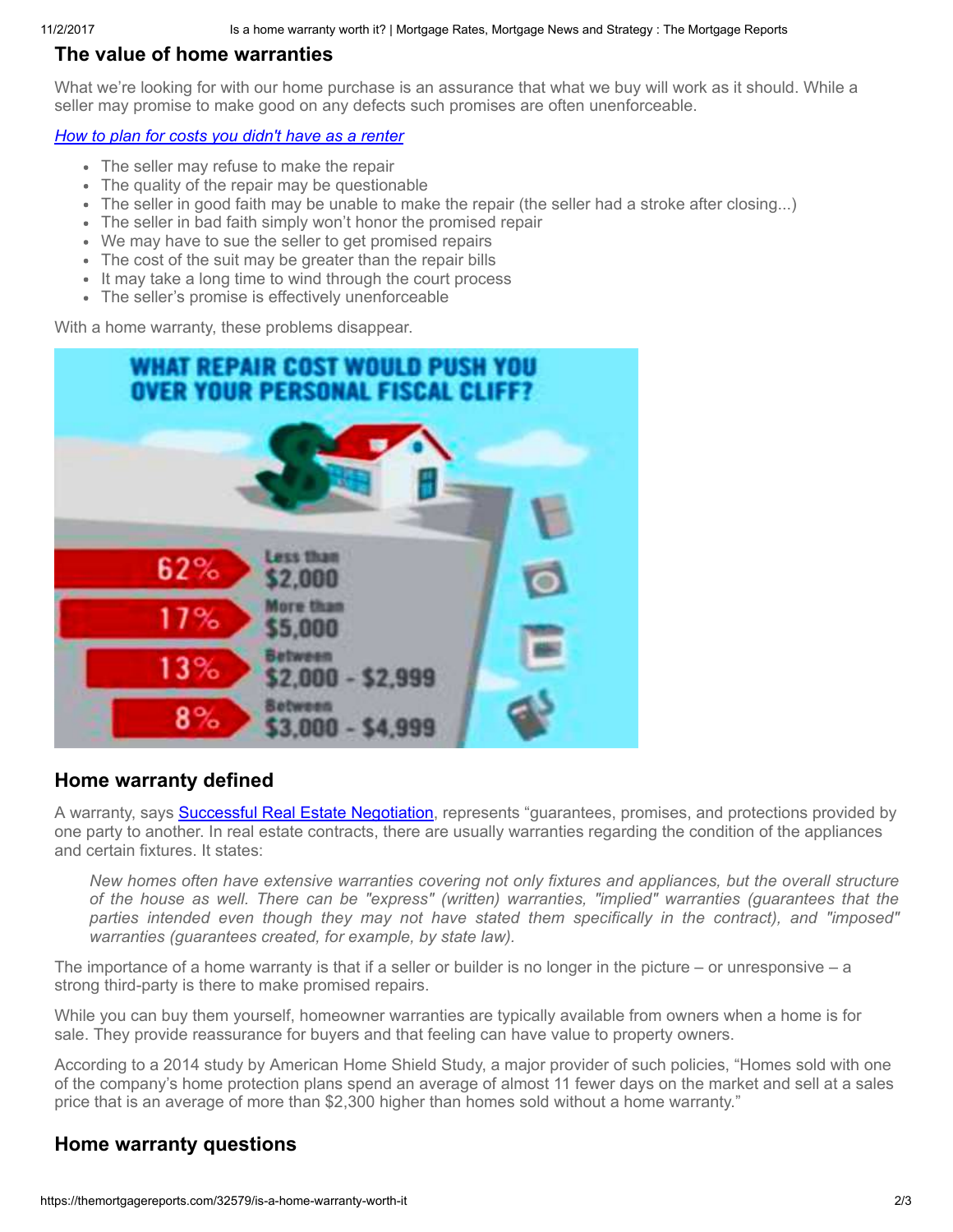## The value of home warranties

What we're looking for with our home purchase is an assurance that what we buy will work as it should. While a seller may promise to make good on any defects such promises are often unenforceable.

*How to plan for costs you didn't have as a renter*

- The seller may refuse to make the repair
- The quality of the repair may be questionable
- The seller in good faith may be unable to make the repair (the seller had a stroke after closing...)
- The seller in bad faith simply won't honor the promised repair
- We may have to sue the seller to get promised repairs
- The cost of the suit may be greater than the repair bills
- It may take a long time to wind through the court process
- The seller's promise is effectively unenforceable

With a home warranty, these problems disappear.

**WHAT REPAIR COST WOULD PUSH YOU OVER YOUR PERSONAL FISCAL CLIFF?**

- 62% Less than $2,000
- 17% More than $5,000
- 13% Between $2,000 - $2,999
- 8% Between $3,000 - $4,999

## Home warranty defined

A warranty, says Successful Real Estate Negotiation, represents "guarantees, promises, and protections provided by one party to another. In real estate contracts, there are usually warranties regarding the condition of the appliances and certain fixtures. It states:

> *New homes often have extensive warranties covering not only fixtures and appliances, but the overall structure of the house as well. There can be "express" (written) warranties, "implied" warranties (guarantees that the parties intended even though they may not have stated them specifically in the contract), and "imposed" warranties (guarantees created, for example, by state law).*

The importance of a home warranty is that if a seller or builder is no longer in the picture – or unresponsive – a strong third-party is there to make promised repairs.

While you can buy them yourself, homeowner warranties are typically available from owners when a home is for sale. They provide reassurance for buyers and that feeling can have value to property owners.

According to a 2014 study by American Home Shield Study, a major provider of such policies, "Homes sold with one of the company's home protection plans spend an average of almost 11 fewer days on the market and sell at a sales price that is an average of more than $2,300 higher than homes sold without a home warranty."

## Home warranty questions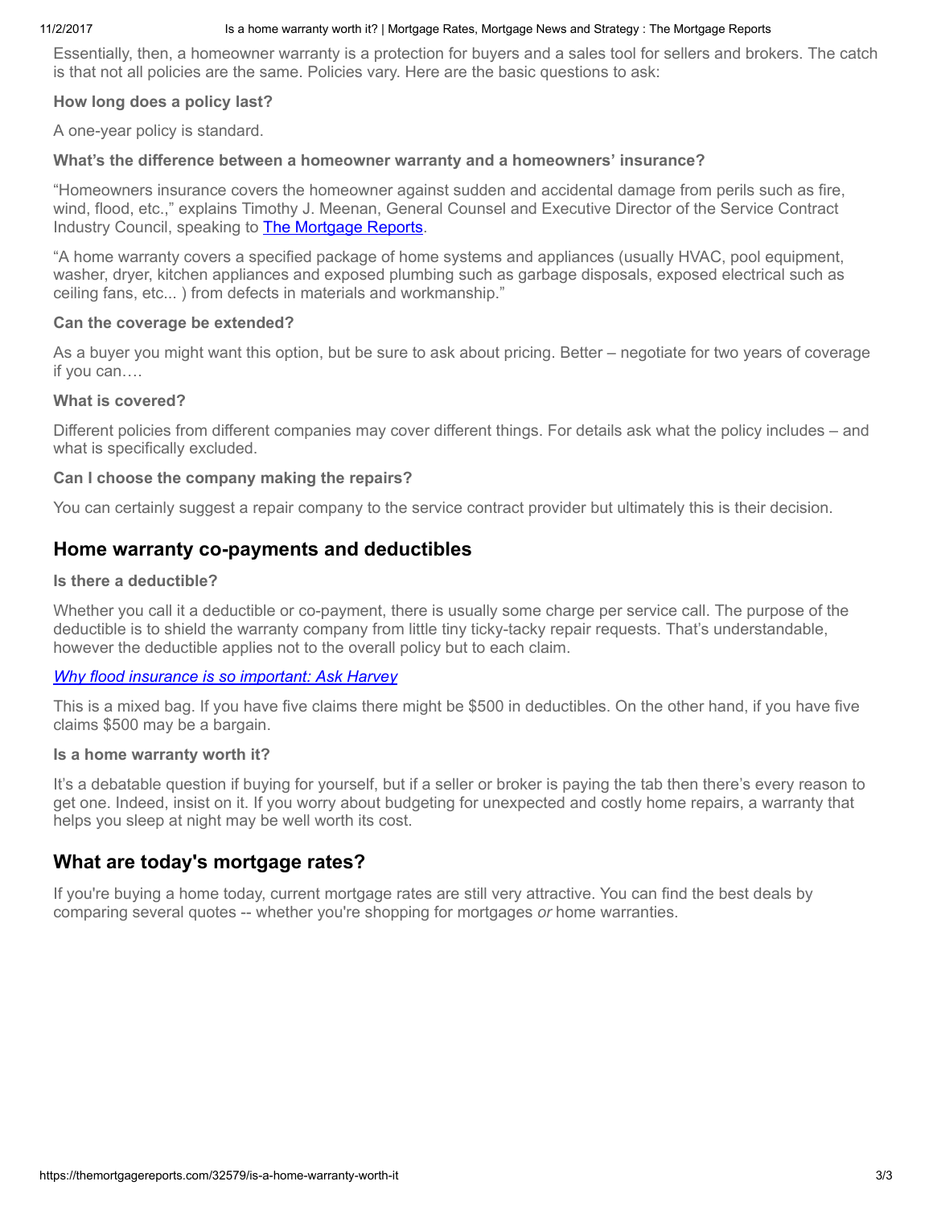Essentially, then, a homeowner warranty is a protection for buyers and a sales tool for sellers and brokers. The catch is that not all policies are the same. Policies vary. Here are the basic questions to ask:

**How long does a policy last?**

A one-year policy is standard.

**What's the difference between a homeowner warranty and a homeowners' insurance?**

"Homeowners insurance covers the homeowner against sudden and accidental damage from perils such as fire, wind, flood, etc.," explains Timothy J. Meenan, General Counsel and Executive Director of the Service Contract Industry Council, speaking to [The Mortgage Reports](https://themortgagereports.com).

"A home warranty covers a specified package of home systems and appliances (usually HVAC, pool equipment, washer, dryer, kitchen appliances and exposed plumbing such as garbage disposals, exposed electrical such as ceiling fans, etc... ) from defects in materials and workmanship."

**Can the coverage be extended?**

As a buyer you might want this option, but be sure to ask about pricing. Better – negotiate for two years of coverage if you can….

**What is covered?**

Different policies from different companies may cover different things. For details ask what the policy includes – and what is specifically excluded.

**Can I choose the company making the repairs?**

You can certainly suggest a repair company to the service contract provider but ultimately this is their decision.

## Home warranty co-payments and deductibles

**Is there a deductible?**

Whether you call it a deductible or co-payment, there is usually some charge per service call. The purpose of the deductible is to shield the warranty company from little tiny ticky-tacky repair requests. That's understandable, however the deductible applies not to the overall policy but to each claim.

*Why flood insurance is so important: Ask Harvey*

This is a mixed bag. If you have five claims there might be $500 in deductibles. On the other hand, if you have five claims $500 may be a bargain.

**Is a home warranty worth it?**

It's a debatable question if buying for yourself, but if a seller or broker is paying the tab then there's every reason to get one. Indeed, insist on it. If you worry about budgeting for unexpected and costly home repairs, a warranty that helps you sleep at night may be well worth its cost.

## What are today's mortgage rates?

If you're buying a home today, current mortgage rates are still very attractive. You can find the best deals by comparing several quotes -- whether you're shopping for mortgages *or* home warranties.